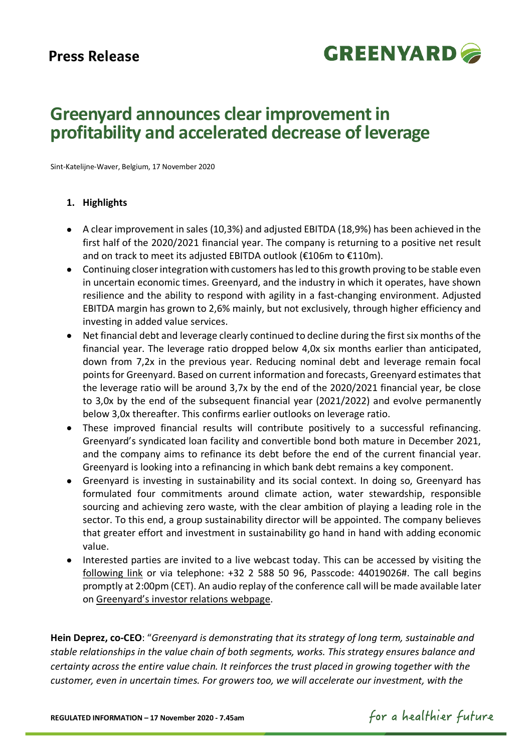# Greenyard announces clear improvement in profitability and accelerated decrease of leverage

Sint-Katelijne-Waver, Belgium, 17 November 2020

## 1. Highlights

- A clear improvement in sales (10,3%) and adjusted EBITDA (18,9%) has been achieved in the first half of the 2020/2021 financial year. The company is returning to a positive net result and on track to meet its adjusted EBITDA outlook (€106m to €110m).
- Continuing closer integration with customers has led to this growth proving to be stable even in uncertain economic times. Greenyard, and the industry in which it operates, have shown resilience and the ability to respond with agility in a fast-changing environment. Adjusted EBITDA margin has grown to 2,6% mainly, but not exclusively, through higher efficiency and investing in added value services.
- Net financial debt and leverage clearly continued to decline during the first six months of the financial year. The leverage ratio dropped below 4,0x six months earlier than anticipated, down from 7,2x in the previous year. Reducing nominal debt and leverage remain focal points for Greenyard. Based on current information and forecasts, Greenyard estimates that the leverage ratio will be around 3,7x by the end of the 2020/2021 financial year, be close to 3,0x by the end of the subsequent financial year (2021/2022) and evolve permanently below 3,0x thereafter. This confirms earlier outlooks on leverage ratio.
- These improved financial results will contribute positively to a successful refinancing. Greenyard's syndicated loan facility and convertible bond both mature in December 2021, and the company aims to refinance its debt before the end of the current financial year. Greenyard is looking into a refinancing in which bank debt remains a key component.
- Greenyard is investing in sustainability and its social context. In doing so, Greenyard has formulated four commitments around climate action, water stewardship, responsible sourcing and achieving zero waste, with the clear ambition of playing a leading role in the sector. To this end, a group sustainability director will be appointed. The company believes that greater effort and investment in sustainability go hand in hand with adding economic value.
- Interested parties are invited to a live webcast today. This can be accessed by visiting the following link or via telephone: +32 2 588 50 96, Passcode: 44019026#. The call begins promptly at 2:00pm (CET). An audio replay of the conference call will be made available later on Greenyard's investor relations webpage.

**Hein Deprez, co-CEO**: "*Greenyard is demonstrating that its strategy of long term, sustainable and stable relationships in the value chain of both segments, works. This strategy ensures balance and certainty across the entire value chain. It reinforces the trust placed in growing together with the customer, even in uncertain times. For growers too, we will accelerate our investment, with the*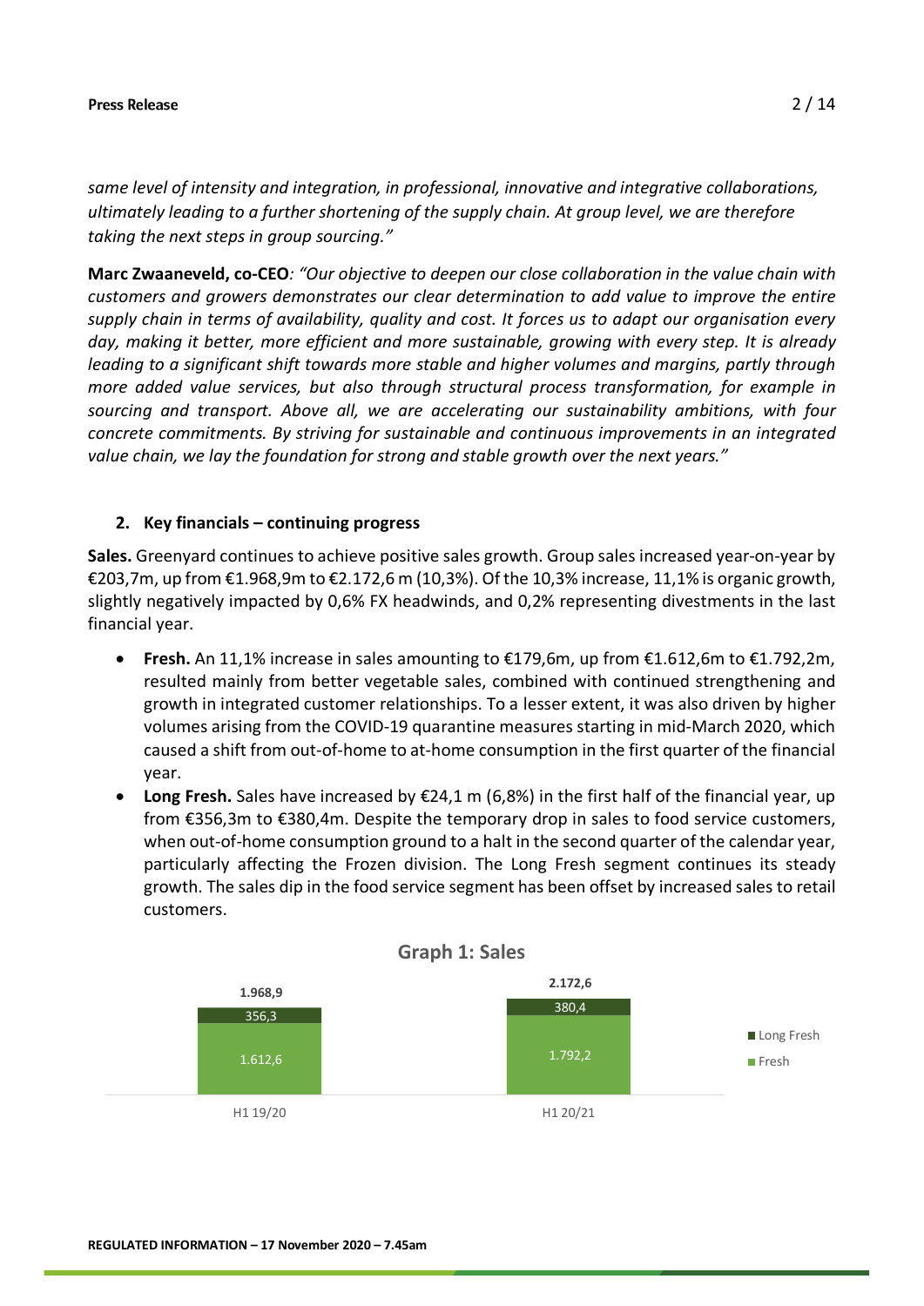*same level of intensity and integration, in professional, innovative and integrative collaborations, ultimately leading to a further shortening of the supply chain. At group level, we are therefore taking the next steps in group sourcing."*

**Marc Zwaaneveld, co-CEO***: "Our objective to deepen our close collaboration in the value chain with customers and growers demonstrates our clear determination to add value to improve the entire supply chain in terms of availability, quality and cost. It forces us to adapt our organisation every day, making it better, more efficient and more sustainable, growing with every step. It is already leading to a significant shift towards more stable and higher volumes and margins, partly through more added value services, but also through structural process transformation, for example in sourcing and transport. Above all, we are accelerating our sustainability ambitions, with four concrete commitments. By striving for sustainable and continuous improvements in an integrated value chain, we lay the foundation for strong and stable growth over the next years."*

## 2. Key financials – continuing progress

**Sales.** Greenyard continues to achieve positive sales growth. Group sales increased year-on-year by €203,7m, up from €1.968,9m to €2.172,6 m (10,3%). Of the 10,3% increase, 11,1% is organic growth, slightly negatively impacted by 0,6% FX headwinds, and 0,2% representing divestments in the last financial year.

- **Fresh.** An 11,1% increase in sales amounting to €179,6m, up from €1.612,6m to €1.792,2m, resulted mainly from better vegetable sales, combined with continued strengthening and growth in integrated customer relationships. To a lesser extent, it was also driven by higher volumes arising from the COVID-19 quarantine measures starting in mid-March 2020, which caused a shift from out-of-home to at-home consumption in the first quarter of the financial year.
- **Long Fresh.** Sales have increased by €24,1 m (6,8%) in the first half of the financial year, up from €356,3m to €380,4m. Despite the temporary drop in sales to food service customers, when out-of-home consumption ground to a halt in the second quarter of the calendar year, particularly affecting the Frozen division. The Long Fresh segment continues its steady growth. The sales dip in the food service segment has been offset by increased sales to retail customers.

**Graph 1: Sales**

| | H1 19/20 | H1 20/21 |
|---|---|---|
| Fresh | 1.612,6 | 1.792,2 |
| Long Fresh | 356,3 | 380,4 |
| Total | 1.968,9 | 2.172,6 |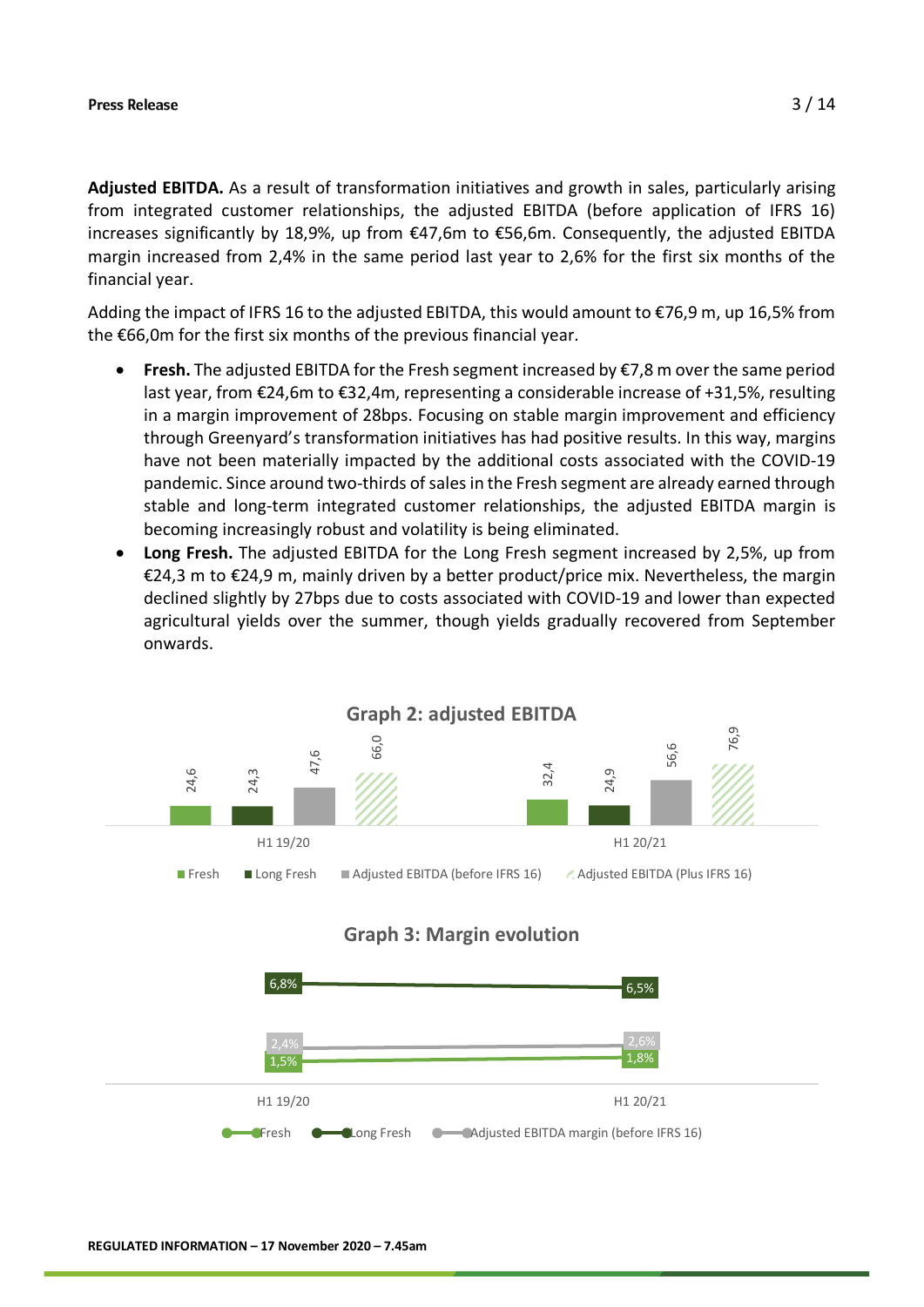**Adjusted EBITDA.** As a result of transformation initiatives and growth in sales, particularly arising from integrated customer relationships, the adjusted EBITDA (before application of IFRS 16) increases significantly by 18,9%, up from €47,6m to €56,6m. Consequently, the adjusted EBITDA margin increased from 2,4% in the same period last year to 2,6% for the first six months of the financial year.

Adding the impact of IFRS 16 to the adjusted EBITDA, this would amount to €76,9 m, up 16,5% from the €66,0m for the first six months of the previous financial year.

- **Fresh.** The adjusted EBITDA for the Fresh segment increased by €7,8 m over the same period last year, from €24,6m to €32,4m, representing a considerable increase of +31,5%, resulting in a margin improvement of 28bps. Focusing on stable margin improvement and efficiency through Greenyard's transformation initiatives has had positive results. In this way, margins have not been materially impacted by the additional costs associated with the COVID-19 pandemic. Since around two-thirds of sales in the Fresh segment are already earned through stable and long-term integrated customer relationships, the adjusted EBITDA margin is becoming increasingly robust and volatility is being eliminated.
- **Long Fresh.** The adjusted EBITDA for the Long Fresh segment increased by 2,5%, up from €24,3 m to €24,9 m, mainly driven by a better product/price mix. Nevertheless, the margin declined slightly by 27bps due to costs associated with COVID-19 and lower than expected agricultural yields over the summer, though yields gradually recovered from September onwards.

**Graph 2: adjusted EBITDA**

| | Fresh | Long Fresh | Adjusted EBITDA (before IFRS 16) | Adjusted EBITDA (Plus IFRS 16) |
|---|---|---|---|---|
| H1 19/20 | 24,6 | 24,3 | 47,6 | 66,0 |
| H1 20/21 | 32,4 | 24,9 | 56,6 | 76,9 |

**Graph 3: Margin evolution**

| | Fresh | Long Fresh | Adjusted EBITDA margin (before IFRS 16) |
|---|---|---|---|
| H1 19/20 | 1,5% | 6,8% | 2,4% |
| H1 20/21 | 1,8% | 6,5% | 2,6% |

**REGULATED INFORMATION – 17 November 2020 – 7.45am**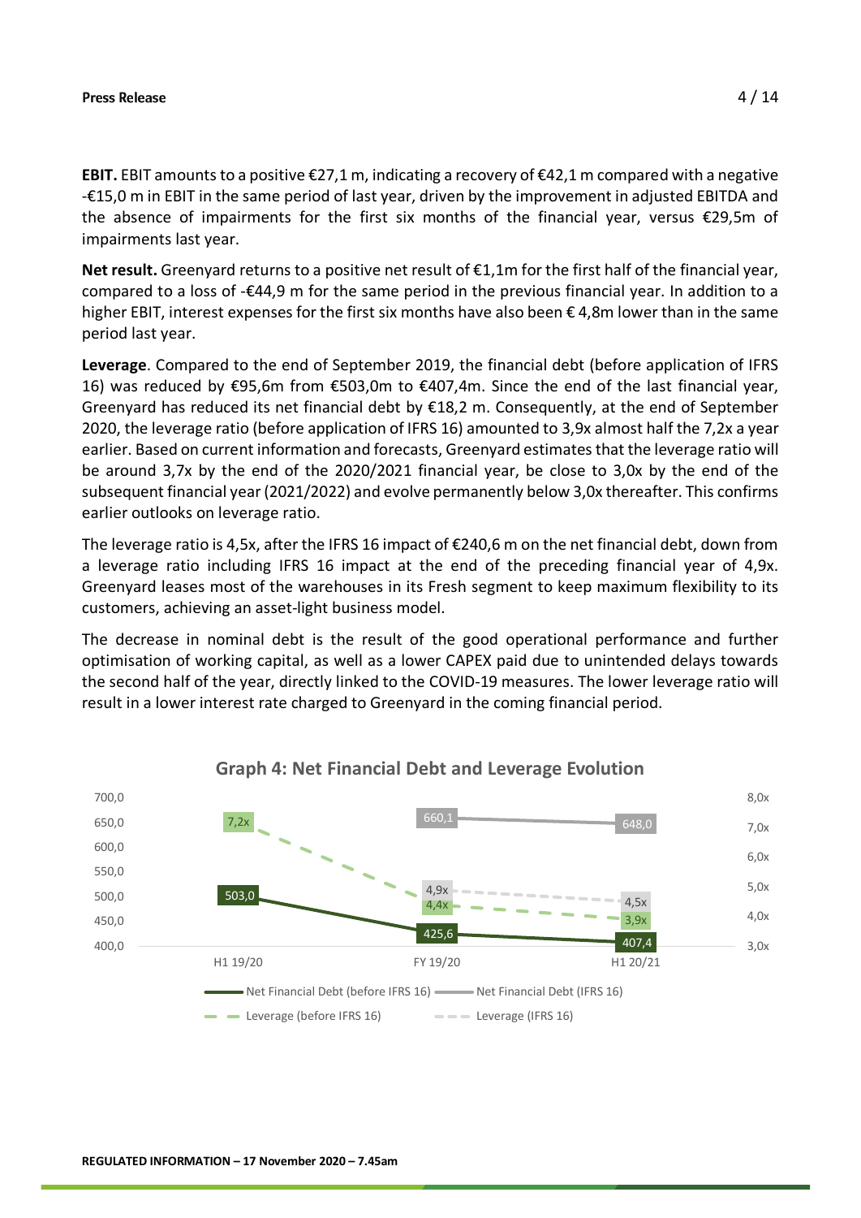**EBIT.** EBIT amounts to a positive €27,1 m, indicating a recovery of €42,1 m compared with a negative -€15,0 m in EBIT in the same period of last year, driven by the improvement in adjusted EBITDA and the absence of impairments for the first six months of the financial year, versus €29,5m of impairments last year.

**Net result.** Greenyard returns to a positive net result of €1,1m for the first half of the financial year, compared to a loss of -€44,9 m for the same period in the previous financial year. In addition to a higher EBIT, interest expenses for the first six months have also been € 4,8m lower than in the same period last year.

**Leverage**. Compared to the end of September 2019, the financial debt (before application of IFRS 16) was reduced by €95,6m from €503,0m to €407,4m. Since the end of the last financial year, Greenyard has reduced its net financial debt by €18,2 m. Consequently, at the end of September 2020, the leverage ratio (before application of IFRS 16) amounted to 3,9x almost half the 7,2x a year earlier. Based on current information and forecasts, Greenyard estimates that the leverage ratio will be around 3,7x by the end of the 2020/2021 financial year, be close to 3,0x by the end of the subsequent financial year (2021/2022) and evolve permanently below 3,0x thereafter. This confirms earlier outlooks on leverage ratio.

The leverage ratio is 4,5x, after the IFRS 16 impact of €240,6 m on the net financial debt, down from a leverage ratio including IFRS 16 impact at the end of the preceding financial year of 4,9x. Greenyard leases most of the warehouses in its Fresh segment to keep maximum flexibility to its customers, achieving an asset-light business model.

The decrease in nominal debt is the result of the good operational performance and further optimisation of working capital, as well as a lower CAPEX paid due to unintended delays towards the second half of the year, directly linked to the COVID-19 measures. The lower leverage ratio will result in a lower interest rate charged to Greenyard in the coming financial period.

**Graph 4: Net Financial Debt and Leverage Evolution**

| | H1 19/20 | FY 19/20 | H1 20/21 |
|---|---|---|---|
| Net Financial Debt (before IFRS 16) | 503,0 | 425,6 | 407,4 |
| Net Financial Debt (IFRS 16) | | 660,1 | 648,0 |
| Leverage (before IFRS 16) | 7,2x | 4,4x | 3,9x |
| Leverage (IFRS 16) | | 4,9x | 4,5x |

REGULATED INFORMATION – 17 November 2020 – 7.45am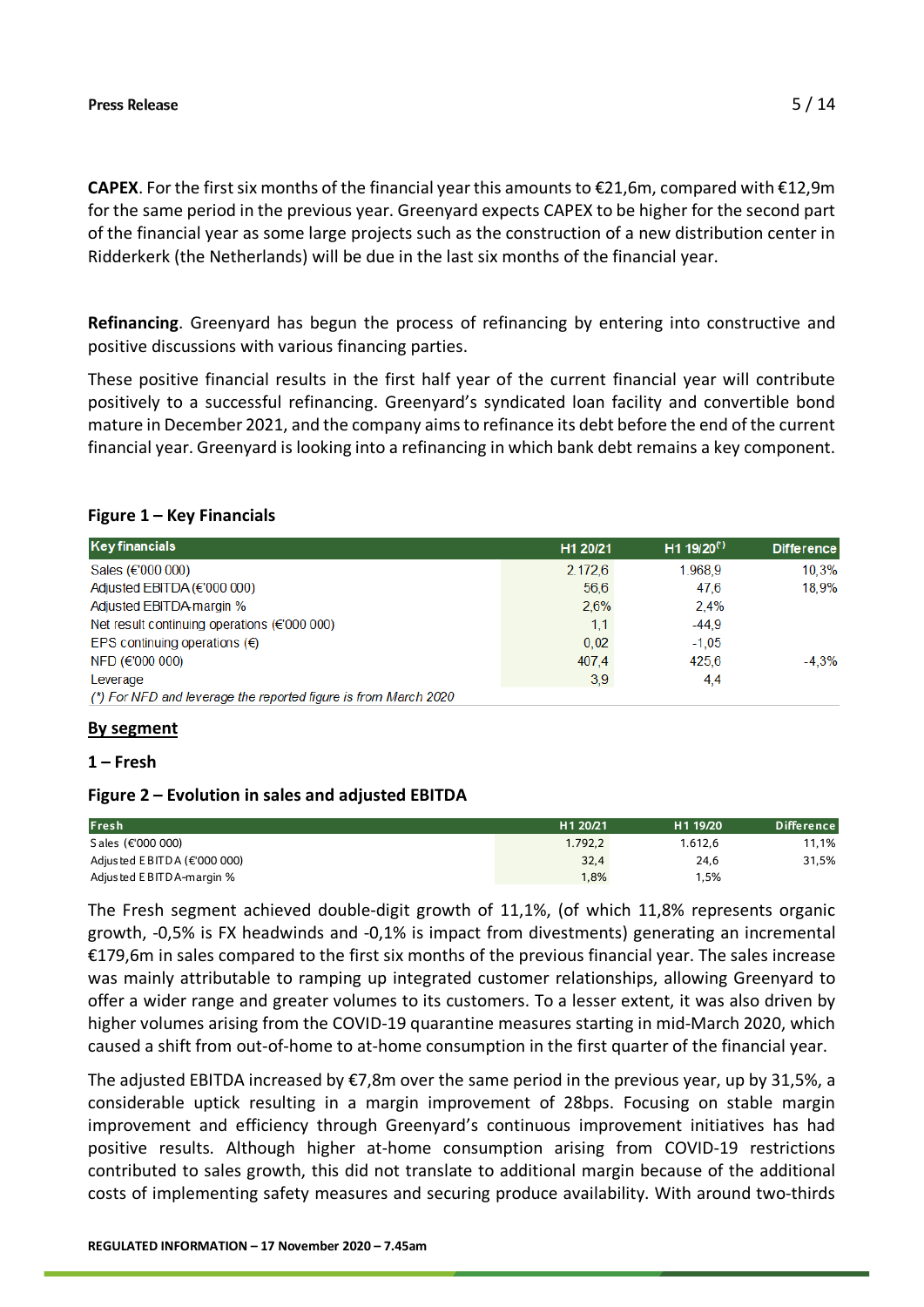**CAPEX**. For the first six months of the financial year this amounts to €21,6m, compared with €12,9m for the same period in the previous year. Greenyard expects CAPEX to be higher for the second part of the financial year as some large projects such as the construction of a new distribution center in Ridderkerk (the Netherlands) will be due in the last six months of the financial year.

**Refinancing**. Greenyard has begun the process of refinancing by entering into constructive and positive discussions with various financing parties.

These positive financial results in the first half year of the current financial year will contribute positively to a successful refinancing. Greenyard's syndicated loan facility and convertible bond mature in December 2021, and the company aims to refinance its debt before the end of the current financial year. Greenyard is looking into a refinancing in which bank debt remains a key component.

**Figure 1 – Key Financials**

| Key financials | H1 20/21 | H1 19/20(*) | Difference |
|---|---|---|---|
| Sales (€'000 000) | 2.172,6 | 1.968,9 | 10,3% |
| Adjusted EBITDA (€'000 000) | 56,6 | 47,6 | 18,9% |
| Adjusted EBITDA-margin % | 2,6% | 2,4% | |
| Net result continuing operations (€'000 000) | 1,1 | -44,9 | |
| EPS continuing operations (€) | 0,02 | -1,05 | |
| NFD (€'000 000) | 407,4 | 425,6 | -4,3% |
| Leverage | 3,9 | 4,4 | |

*(\*) For NFD and leverage the reported figure is from March 2020*

## <u>By segment</u>

### 1 – Fresh

**Figure 2 – Evolution in sales and adjusted EBITDA**

| Fresh | H1 20/21 | H1 19/20 | Difference |
|---|---|---|---|
| Sales (€'000 000) | 1.792,2 | 1.612,6 | 11,1% |
| Adjusted EBITDA (€'000 000) | 32,4 | 24,6 | 31,5% |
| Adjusted EBITDA-margin % | 1,8% | 1,5% | |

The Fresh segment achieved double-digit growth of 11,1%, (of which 11,8% represents organic growth, -0,5% is FX headwinds and -0,1% is impact from divestments) generating an incremental €179,6m in sales compared to the first six months of the previous financial year. The sales increase was mainly attributable to ramping up integrated customer relationships, allowing Greenyard to offer a wider range and greater volumes to its customers. To a lesser extent, it was also driven by higher volumes arising from the COVID-19 quarantine measures starting in mid-March 2020, which caused a shift from out-of-home to at-home consumption in the first quarter of the financial year.

The adjusted EBITDA increased by €7,8m over the same period in the previous year, up by 31,5%, a considerable uptick resulting in a margin improvement of 28bps. Focusing on stable margin improvement and efficiency through Greenyard's continuous improvement initiatives has had positive results. Although higher at-home consumption arising from COVID-19 restrictions contributed to sales growth, this did not translate to additional margin because of the additional costs of implementing safety measures and securing produce availability. With around two-thirds

REGULATED INFORMATION – 17 November 2020 – 7.45am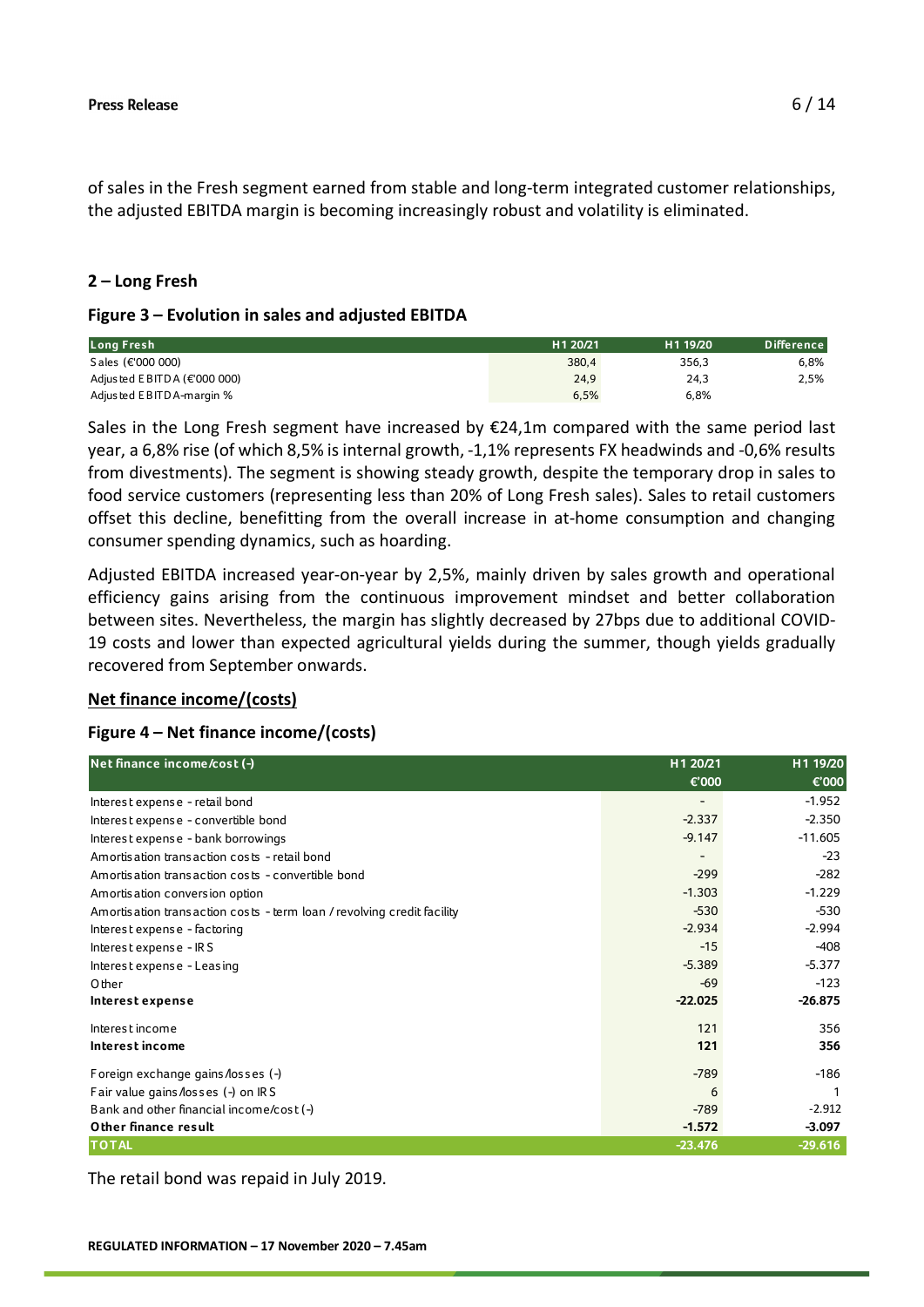of sales in the Fresh segment earned from stable and long-term integrated customer relationships, the adjusted EBITDA margin is becoming increasingly robust and volatility is eliminated.

## 2 – Long Fresh

### Figure 3 – Evolution in sales and adjusted EBITDA

| Long Fresh | H1 20/21 | H1 19/20 | Difference |
|---|---|---|---|
| Sales (€'000 000) | 380,4 | 356,3 | 6,8% |
| Adjusted EBITDA (€'000 000) | 24,9 | 24,3 | 2,5% |
| Adjusted EBITDA-margin % | 6,5% | 6,8% | |

Sales in the Long Fresh segment have increased by €24,1m compared with the same period last year, a 6,8% rise (of which 8,5% is internal growth, -1,1% represents FX headwinds and -0,6% results from divestments). The segment is showing steady growth, despite the temporary drop in sales to food service customers (representing less than 20% of Long Fresh sales). Sales to retail customers offset this decline, benefitting from the overall increase in at-home consumption and changing consumer spending dynamics, such as hoarding.

Adjusted EBITDA increased year-on-year by 2,5%, mainly driven by sales growth and operational efficiency gains arising from the continuous improvement mindset and better collaboration between sites. Nevertheless, the margin has slightly decreased by 27bps due to additional COVID-19 costs and lower than expected agricultural yields during the summer, though yields gradually recovered from September onwards.

## Net finance income/(costs)

### Figure 4 – Net finance income/(costs)

| Net finance income/cost (-) | H1 20/21 €'000 | H1 19/20 €'000 |
|---|---|---|
| Interest expense - retail bond | - | -1.952 |
| Interest expense - convertible bond | -2.337 | -2.350 |
| Interest expense - bank borrowings | -9.147 | -11.605 |
| Amortisation transaction costs - retail bond | - | -23 |
| Amortisation transaction costs - convertible bond | -299 | -282 |
| Amortisation conversion option | -1.303 | -1.229 |
| Amortisation transaction costs - term loan / revolving credit facility | -530 | -530 |
| Interest expense - factoring | -2.934 | -2.994 |
| Interest expense - IRS | -15 | -408 |
| Interest expense - Leasing | -5.389 | -5.377 |
| Other | -69 | -123 |
| **Interest expense** | **-22.025** | **-26.875** |
| Interest income | 121 | 356 |
| **Interest income** | **121** | **356** |
| Foreign exchange gains/losses (-) | -789 | -186 |
| Fair value gains/losses (-) on IRS | 6 | 1 |
| Bank and other financial income/cost (-) | -789 | -2.912 |
| **Other finance result** | **-1.572** | **-3.097** |
| **TOTAL** | **-23.476** | **-29.616** |

The retail bond was repaid in July 2019.

REGULATED INFORMATION – 17 November 2020 – 7.45am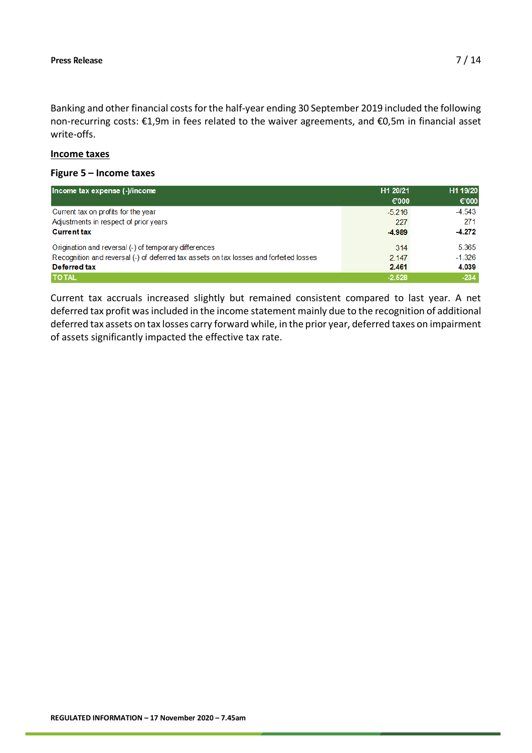Banking and other financial costs for the half-year ending 30 September 2019 included the following non-recurring costs: €1,9m in fees related to the waiver agreements, and €0,5m in financial asset write-offs.

## Income taxes

### Figure 5 – Income taxes

| Income tax expense (-)/income | H1 20/21<br>€'000 | H1 19/20<br>€'000 |
|---|---|---|
| Current tax on profits for the year | -5.216 | -4.543 |
| Adjustments in respect of prior years | 227 | 271 |
| **Current tax** | **-4.989** | **-4.272** |
| Origination and reversal (-) of temporary differences | 314 | 5.365 |
| Recognition and reversal (-) of deferred tax assets on tax losses and forfeited losses | 2.147 | -1.326 |
| **Deferred tax** | **2.461** | **4.039** |
| **TOTAL** | **-2.528** | **-234** |

Current tax accruals increased slightly but remained consistent compared to last year. A net deferred tax profit was included in the income statement mainly due to the recognition of additional deferred tax assets on tax losses carry forward while, in the prior year, deferred taxes on impairment of assets significantly impacted the effective tax rate.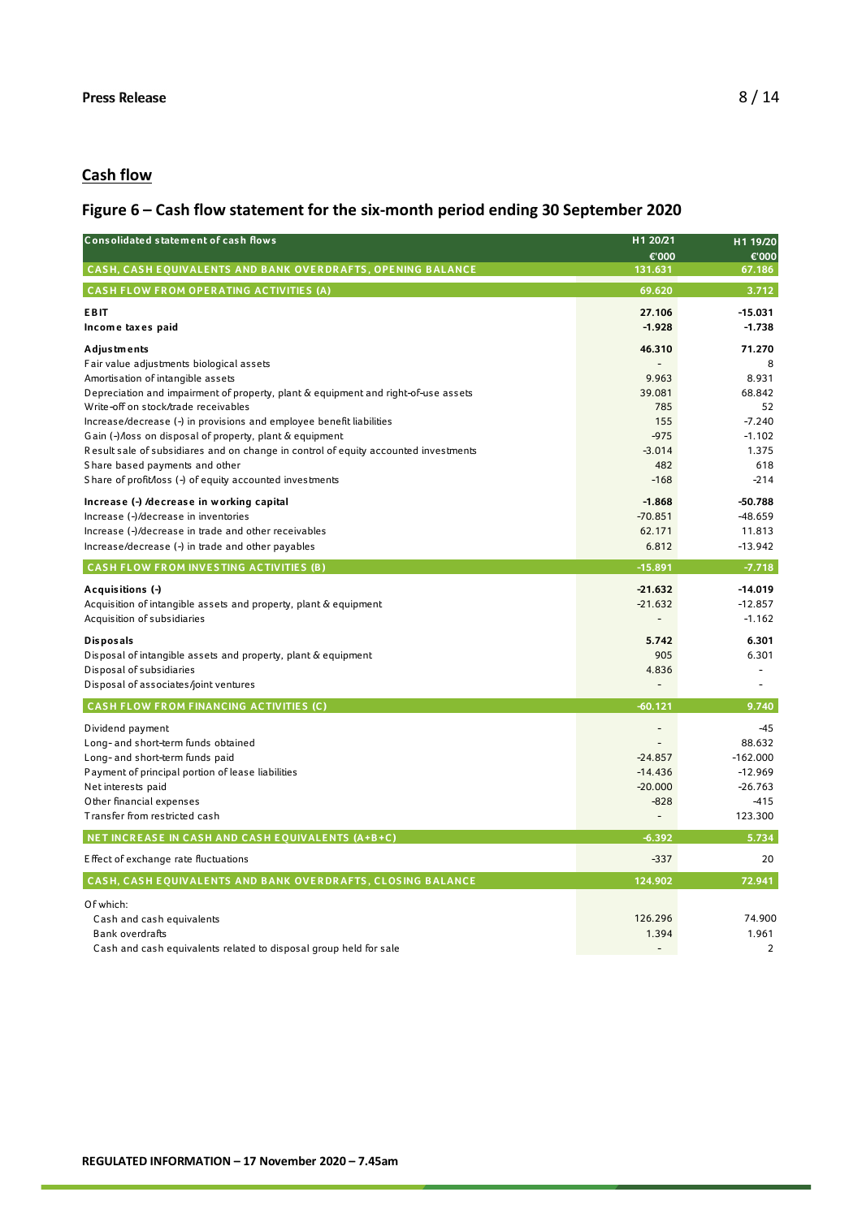## Cash flow

### Figure 6 – Cash flow statement for the six-month period ending 30 September 2020

| Consolidated statement of cash flows | H1 20/21 €'000 | H1 19/20 €'000 |
|---|---|---|
| **CASH, CASH EQUIVALENTS AND BANK OVERDRAFTS, OPENING BALANCE** | **131.631** | **67.186** |
| **CASH FLOW FROM OPERATING ACTIVITIES (A)** | **69.620** | **3.712** |
| **EBIT** | **27.106** | **-15.031** |
| **Income taxes paid** | **-1.928** | **-1.738** |
| **Adjustments** | **46.310** | **71.270** |
| Fair value adjustments biological assets | - | 8 |
| Amortisation of intangible assets | 9.963 | 8.931 |
| Depreciation and impairment of property, plant & equipment and right-of-use assets | 39.081 | 68.842 |
| Write-off on stock/trade receivables | 785 | 52 |
| Increase/decrease (-) in provisions and employee benefit liabilities | 155 | -7.240 |
| Gain (-)/loss on disposal of property, plant & equipment | -975 | -1.102 |
| Result sale of subsidiares and on change in control of equity accounted investments | -3.014 | 1.375 |
| Share based payments and other | 482 | 618 |
| Share of profit/loss (-) of equity accounted investments | -168 | -214 |
| **Increase (-) /decrease in working capital** | **-1.868** | **-50.788** |
| Increase (-)/decrease in inventories | -70.851 | -48.659 |
| Increase (-)/decrease in trade and other receivables | 62.171 | 11.813 |
| Increase/decrease (-) in trade and other payables | 6.812 | -13.942 |
| **CASH FLOW FROM INVESTING ACTIVITIES (B)** | **-15.891** | **-7.718** |
| **Acquisitions (-)** | **-21.632** | **-14.019** |
| Acquisition of intangible assets and property, plant & equipment | -21.632 | -12.857 |
| Acquisition of subsidiaries | - | -1.162 |
| **Disposals** | **5.742** | **6.301** |
| Disposal of intangible assets and property, plant & equipment | 905 | 6.301 |
| Disposal of subsidiaries | 4.836 | - |
| Disposal of associates/joint ventures | - | - |
| **CASH FLOW FROM FINANCING ACTIVITIES (C)** | **-60.121** | **9.740** |
| Dividend payment | - | -45 |
| Long- and short-term funds obtained | - | 88.632 |
| Long- and short-term funds paid | -24.857 | -162.000 |
| Payment of principal portion of lease liabilities | -14.436 | -12.969 |
| Net interests paid | -20.000 | -26.763 |
| Other financial expenses | -828 | -415 |
| Transfer from restricted cash | - | 123.300 |
| **NET INCREASE IN CASH AND CASH EQUIVALENTS (A+B+C)** | **-6.392** | **5.734** |
| Effect of exchange rate fluctuations | -337 | 20 |
| **CASH, CASH EQUIVALENTS AND BANK OVERDRAFTS, CLOSING BALANCE** | **124.902** | **72.941** |
| Of which: | | |
| Cash and cash equivalents | 126.296 | 74.900 |
| Bank overdrafts | 1.394 | 1.961 |
| Cash and cash equivalents related to disposal group held for sale | - | 2 |

REGULATED INFORMATION – 17 November 2020 – 7.45am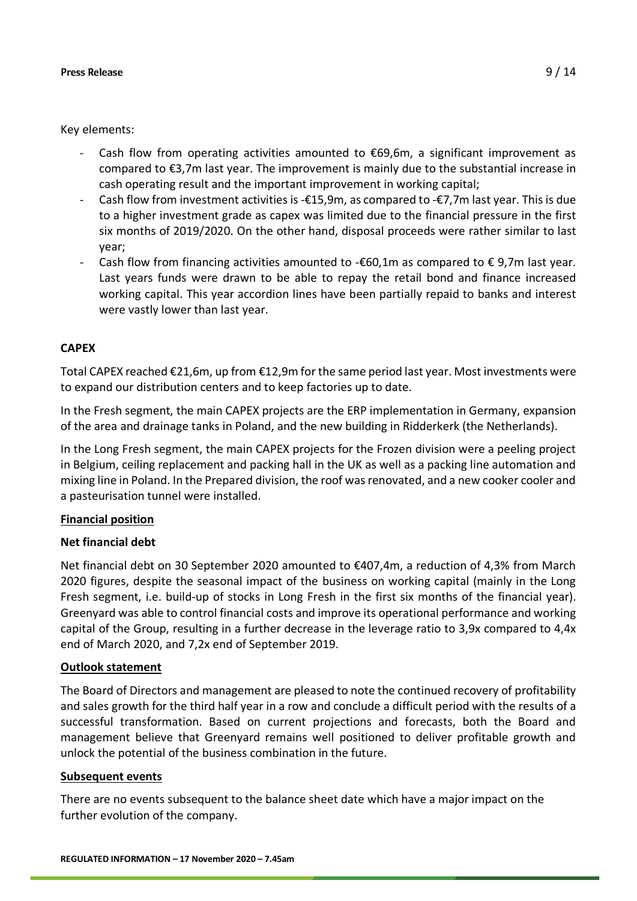Key elements:

- Cash flow from operating activities amounted to €69,6m, a significant improvement as compared to €3,7m last year. The improvement is mainly due to the substantial increase in cash operating result and the important improvement in working capital;
- Cash flow from investment activities is -€15,9m, as compared to -€7,7m last year. This is due to a higher investment grade as capex was limited due to the financial pressure in the first six months of 2019/2020. On the other hand, disposal proceeds were rather similar to last year;
- Cash flow from financing activities amounted to -€60,1m as compared to € 9,7m last year. Last years funds were drawn to be able to repay the retail bond and finance increased working capital. This year accordion lines have been partially repaid to banks and interest were vastly lower than last year.

**CAPEX**

Total CAPEX reached €21,6m, up from €12,9m for the same period last year. Most investments were to expand our distribution centers and to keep factories up to date.

In the Fresh segment, the main CAPEX projects are the ERP implementation in Germany, expansion of the area and drainage tanks in Poland, and the new building in Ridderkerk (the Netherlands).

In the Long Fresh segment, the main CAPEX projects for the Frozen division were a peeling project in Belgium, ceiling replacement and packing hall in the UK as well as a packing line automation and mixing line in Poland. In the Prepared division, the roof was renovated, and a new cooker cooler and a pasteurisation tunnel were installed.

## Financial position

**Net financial debt**

Net financial debt on 30 September 2020 amounted to €407,4m, a reduction of 4,3% from March 2020 figures, despite the seasonal impact of the business on working capital (mainly in the Long Fresh segment, i.e. build-up of stocks in Long Fresh in the first six months of the financial year). Greenyard was able to control financial costs and improve its operational performance and working capital of the Group, resulting in a further decrease in the leverage ratio to 3,9x compared to 4,4x end of March 2020, and 7,2x end of September 2019.

## Outlook statement

The Board of Directors and management are pleased to note the continued recovery of profitability and sales growth for the third half year in a row and conclude a difficult period with the results of a successful transformation. Based on current projections and forecasts, both the Board and management believe that Greenyard remains well positioned to deliver profitable growth and unlock the potential of the business combination in the future.

## Subsequent events

There are no events subsequent to the balance sheet date which have a major impact on the further evolution of the company.

**REGULATED INFORMATION – 17 November 2020 – 7.45am**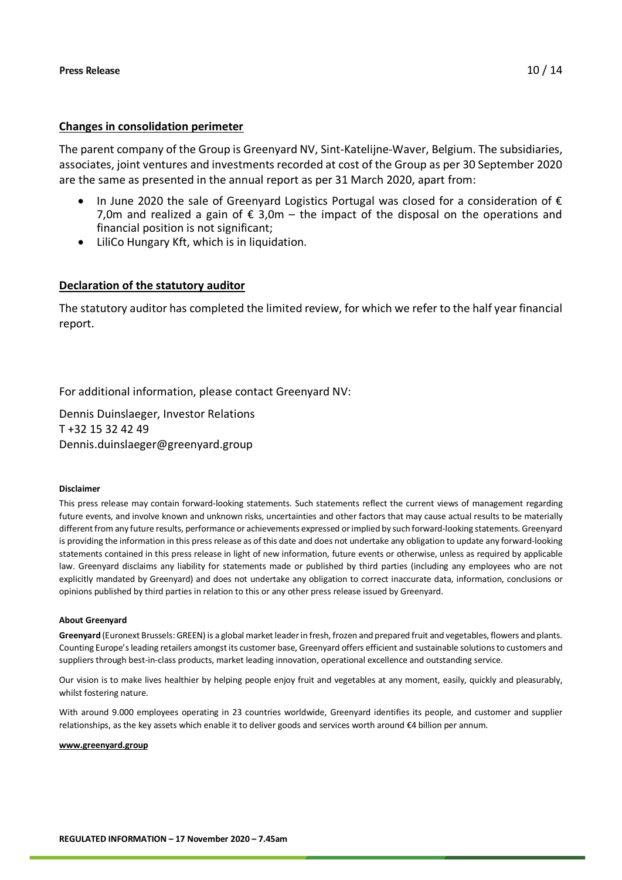## Changes in consolidation perimeter

The parent company of the Group is Greenyard NV, Sint-Katelijne-Waver, Belgium. The subsidiaries, associates, joint ventures and investments recorded at cost of the Group as per 30 September 2020 are the same as presented in the annual report as per 31 March 2020, apart from:

- In June 2020 the sale of Greenyard Logistics Portugal was closed for a consideration of € 7,0m and realized a gain of € 3,0m – the impact of the disposal on the operations and financial position is not significant;
- LiliCo Hungary Kft, which is in liquidation.

## Declaration of the statutory auditor

The statutory auditor has completed the limited review, for which we refer to the half year financial report.

For additional information, please contact Greenyard NV:

Dennis Duinslaeger, Investor Relations
T +32 15 32 42 49
Dennis.duinslaeger@greenyard.group

**Disclaimer**

This press release may contain forward-looking statements. Such statements reflect the current views of management regarding future events, and involve known and unknown risks, uncertainties and other factors that may cause actual results to be materially different from any future results, performance or achievements expressed or implied by such forward-looking statements. Greenyard is providing the information in this press release as of this date and does not undertake any obligation to update any forward-looking statements contained in this press release in light of new information, future events or otherwise, unless as required by applicable law. Greenyard disclaims any liability for statements made or published by third parties (including any employees who are not explicitly mandated by Greenyard) and does not undertake any obligation to correct inaccurate data, information, conclusions or opinions published by third parties in relation to this or any other press release issued by Greenyard.

**About Greenyard**

**Greenyard** (Euronext Brussels: GREEN) is a global market leader in fresh, frozen and prepared fruit and vegetables, flowers and plants. Counting Europe's leading retailers amongst its customer base, Greenyard offers efficient and sustainable solutions to customers and suppliers through best-in-class products, market leading innovation, operational excellence and outstanding service.

Our vision is to make lives healthier by helping people enjoy fruit and vegetables at any moment, easily, quickly and pleasurably, whilst fostering nature.

With around 9.000 employees operating in 23 countries worldwide, Greenyard identifies its people, and customer and supplier relationships, as the key assets which enable it to deliver goods and services worth around €4 billion per annum.

**www.greenyard.group**

**REGULATED INFORMATION – 17 November 2020 – 7.45am**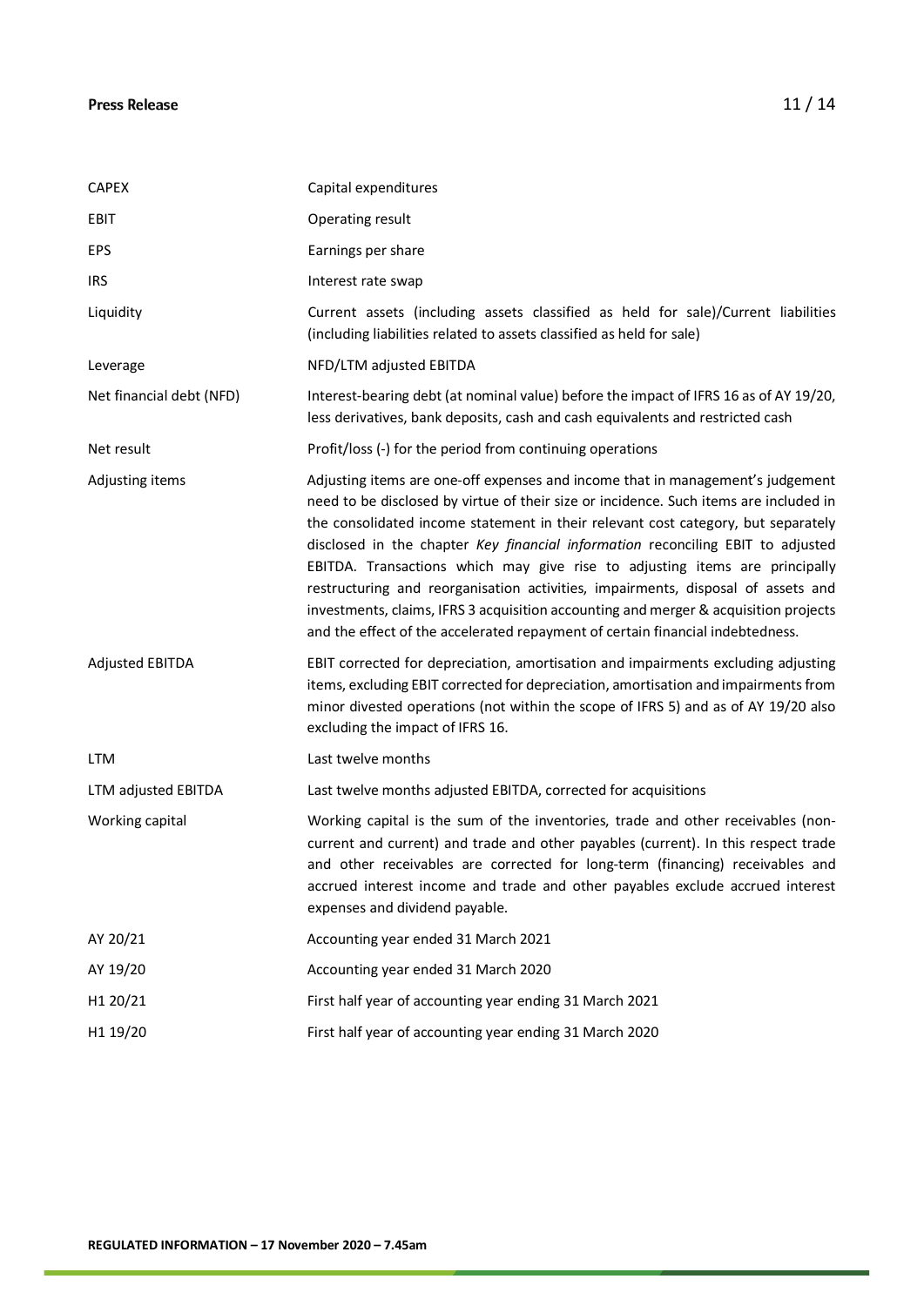| | |
|---|---|
| CAPEX | Capital expenditures |
| EBIT | Operating result |
| EPS | Earnings per share |
| IRS | Interest rate swap |
| Liquidity | Current assets (including assets classified as held for sale)/Current liabilities (including liabilities related to assets classified as held for sale) |
| Leverage | NFD/LTM adjusted EBITDA |
| Net financial debt (NFD) | Interest-bearing debt (at nominal value) before the impact of IFRS 16 as of AY 19/20, less derivatives, bank deposits, cash and cash equivalents and restricted cash |
| Net result | Profit/loss (-) for the period from continuing operations |
| Adjusting items | Adjusting items are one-off expenses and income that in management's judgement need to be disclosed by virtue of their size or incidence. Such items are included in the consolidated income statement in their relevant cost category, but separately disclosed in the chapter *Key financial information* reconciling EBIT to adjusted EBITDA. Transactions which may give rise to adjusting items are principally restructuring and reorganisation activities, impairments, disposal of assets and investments, claims, IFRS 3 acquisition accounting and merger & acquisition projects and the effect of the accelerated repayment of certain financial indebtedness. |
| Adjusted EBITDA | EBIT corrected for depreciation, amortisation and impairments excluding adjusting items, excluding EBIT corrected for depreciation, amortisation and impairments from minor divested operations (not within the scope of IFRS 5) and as of AY 19/20 also excluding the impact of IFRS 16. |
| LTM | Last twelve months |
| LTM adjusted EBITDA | Last twelve months adjusted EBITDA, corrected for acquisitions |
| Working capital | Working capital is the sum of the inventories, trade and other receivables (non-current and current) and trade and other payables (current). In this respect trade and other receivables are corrected for long-term (financing) receivables and accrued interest income and trade and other payables exclude accrued interest expenses and dividend payable. |
| AY 20/21 | Accounting year ended 31 March 2021 |
| AY 19/20 | Accounting year ended 31 March 2020 |
| H1 20/21 | First half year of accounting year ending 31 March 2021 |
| H1 19/20 | First half year of accounting year ending 31 March 2020 |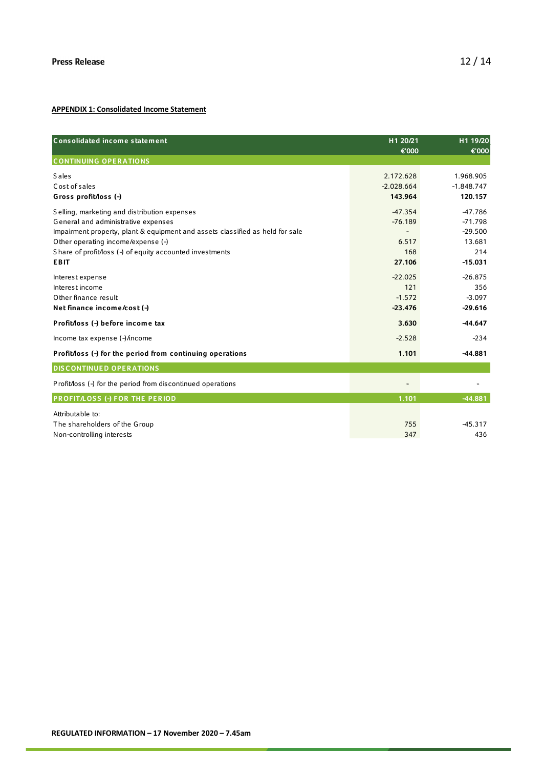**APPENDIX 1: Consolidated Income Statement**

| Consolidated income statement | H1 20/21 €'000 | H1 19/20 €'000 |
|---|---|---|
| **CONTINUING OPERATIONS** | | |
| Sales | 2.172.628 | 1.968.905 |
| Cost of sales | -2.028.664 | -1.848.747 |
| **Gross profit/loss (-)** | **143.964** | **120.157** |
| Selling, marketing and distribution expenses | -47.354 | -47.786 |
| General and administrative expenses | -76.189 | -71.798 |
| Impairment property, plant & equipment and assets classified as held for sale | - | -29.500 |
| Other operating income/expense (-) | 6.517 | 13.681 |
| Share of profit/loss (-) of equity accounted investments | 168 | 214 |
| **EBIT** | **27.106** | **-15.031** |
| Interest expense | -22.025 | -26.875 |
| Interest income | 121 | 356 |
| Other finance result | -1.572 | -3.097 |
| **Net finance income/cost (-)** | **-23.476** | **-29.616** |
| **Profit/loss (-) before income tax** | **3.630** | **-44.647** |
| Income tax expense (-)/income | -2.528 | -234 |
| **Profit/loss (-) for the period from continuing operations** | **1.101** | **-44.881** |
| **DISCONTINUED OPERATIONS** | | |
| Profit/loss (-) for the period from discontinued operations | - | - |
| **PROFIT/LOSS (-) FOR THE PERIOD** | **1.101** | **-44.881** |
| Attributable to: | | |
| The shareholders of the Group | 755 | -45.317 |
| Non-controlling interests | 347 | 436 |

**REGULATED INFORMATION – 17 November 2020 – 7.45am**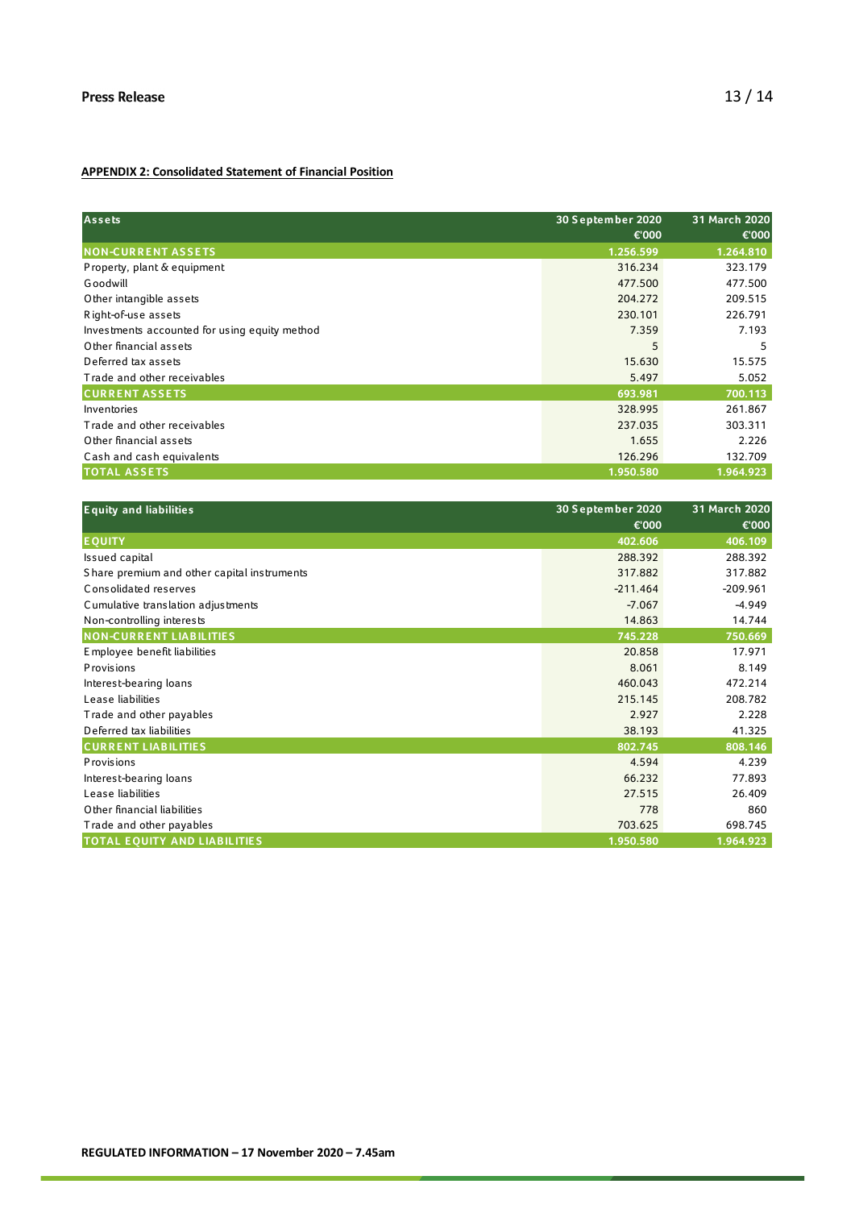**APPENDIX 2: Consolidated Statement of Financial Position**

| Assets | 30 September 2020 €'000 | 31 March 2020 €'000 |
|---|---|---|
| **NON-CURRENT ASSETS** | **1.256.599** | **1.264.810** |
| Property, plant & equipment | 316.234 | 323.179 |
| Goodwill | 477.500 | 477.500 |
| Other intangible assets | 204.272 | 209.515 |
| Right-of-use assets | 230.101 | 226.791 |
| Investments accounted for using equity method | 7.359 | 7.193 |
| Other financial assets | 5 | 5 |
| Deferred tax assets | 15.630 | 15.575 |
| Trade and other receivables | 5.497 | 5.052 |
| **CURRENT ASSETS** | **693.981** | **700.113** |
| Inventories | 328.995 | 261.867 |
| Trade and other receivables | 237.035 | 303.311 |
| Other financial assets | 1.655 | 2.226 |
| Cash and cash equivalents | 126.296 | 132.709 |
| **TOTAL ASSETS** | **1.950.580** | **1.964.923** |

| Equity and liabilities | 30 September 2020 €'000 | 31 March 2020 €'000 |
|---|---|---|
| **EQUITY** | **402.606** | **406.109** |
| Issued capital | 288.392 | 288.392 |
| Share premium and other capital instruments | 317.882 | 317.882 |
| Consolidated reserves | -211.464 | -209.961 |
| Cumulative translation adjustments | -7.067 | -4.949 |
| Non-controlling interests | 14.863 | 14.744 |
| **NON-CURRENT LIABILITIES** | **745.228** | **750.669** |
| Employee benefit liabilities | 20.858 | 17.971 |
| Provisions | 8.061 | 8.149 |
| Interest-bearing loans | 460.043 | 472.214 |
| Lease liabilities | 215.145 | 208.782 |
| Trade and other payables | 2.927 | 2.228 |
| Deferred tax liabilities | 38.193 | 41.325 |
| **CURRENT LIABILITIES** | **802.745** | **808.146** |
| Provisions | 4.594 | 4.239 |
| Interest-bearing loans | 66.232 | 77.893 |
| Lease liabilities | 27.515 | 26.409 |
| Other financial liabilities | 778 | 860 |
| Trade and other payables | 703.625 | 698.745 |
| **TOTAL EQUITY AND LIABILITIES** | **1.950.580** | **1.964.923** |

REGULATED INFORMATION – 17 November 2020 – 7.45am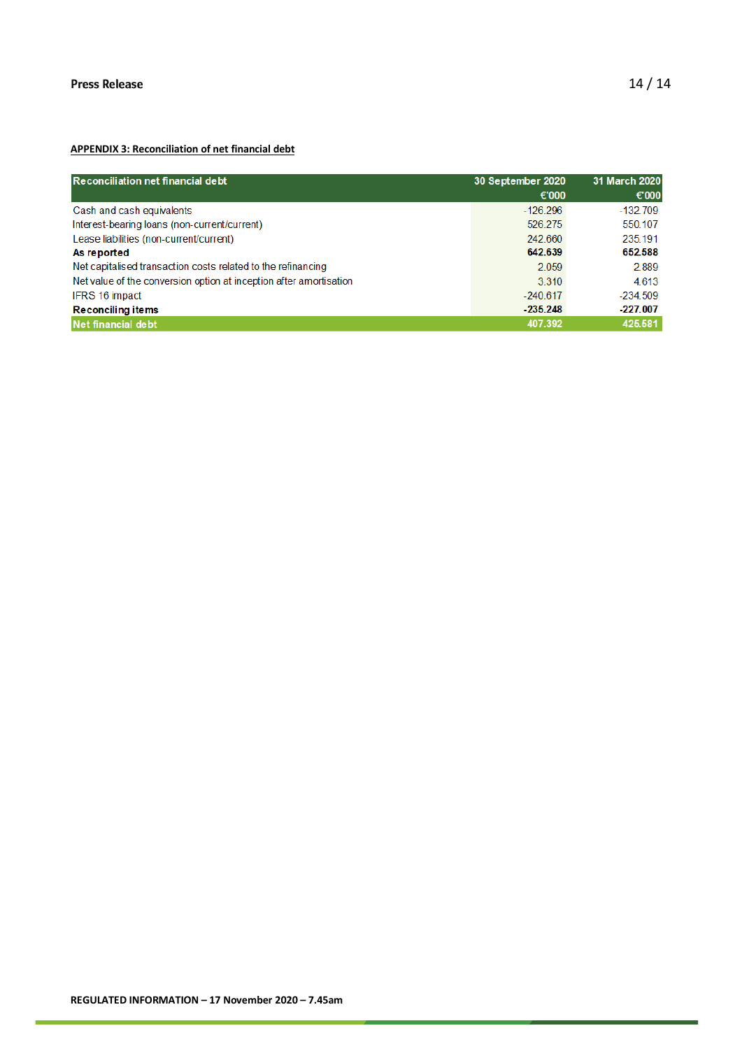**APPENDIX 3: Reconciliation of net financial debt**

| Reconciliation net financial debt | 30 September 2020<br>€'000 | 31 March 2020<br>€'000 |
|---|---|---|
| Cash and cash equivalents | -126.296 | -132.709 |
| Interest-bearing loans (non-current/current) | 526.275 | 550.107 |
| Lease liabilities (non-current/current) | 242.660 | 235.191 |
| **As reported** | **642.639** | **652.588** |
| Net capitalised transaction costs related to the refinancing | 2.059 | 2.889 |
| Net value of the conversion option at inception after amortisation | 3.310 | 4.613 |
| IFRS 16 impact | -240.617 | -234.509 |
| **Reconciling items** | **-235.248** | **-227.007** |
| **Net financial debt** | **407.392** | **425.581** |

**REGULATED INFORMATION – 17 November 2020 – 7.45am**